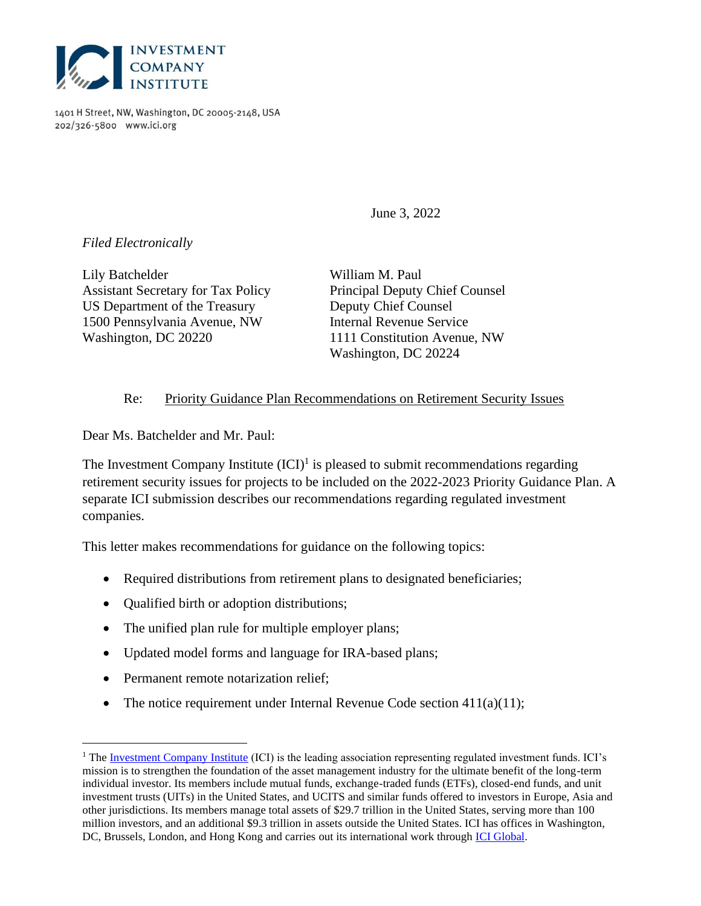INVESTMENT COMPANY INSTITUTE

1401 H Street, NW, Washington, DC 20005-2148, USA
202/326-5800 www.ici.org

June 3, 2022

*Filed Electronically*

Lily Batchelder
Assistant Secretary for Tax Policy
US Department of the Treasury
1500 Pennsylvania Avenue, NW
Washington, DC 20220

William M. Paul
Principal Deputy Chief Counsel
Deputy Chief Counsel
Internal Revenue Service
1111 Constitution Avenue, NW
Washington, DC 20224

Re: Priority Guidance Plan Recommendations on Retirement Security Issues

Dear Ms. Batchelder and Mr. Paul:

The Investment Company Institute (ICI)[1] is pleased to submit recommendations regarding retirement security issues for projects to be included on the 2022-2023 Priority Guidance Plan. A separate ICI submission describes our recommendations regarding regulated investment companies.

This letter makes recommendations for guidance on the following topics:

- Required distributions from retirement plans to designated beneficiaries;
- Qualified birth or adoption distributions;
- The unified plan rule for multiple employer plans;
- Updated model forms and language for IRA-based plans;
- Permanent remote notarization relief;
- The notice requirement under Internal Revenue Code section 411(a)(11);

[1] The Investment Company Institute (ICI) is the leading association representing regulated investment funds. ICI's mission is to strengthen the foundation of the asset management industry for the ultimate benefit of the long-term individual investor. Its members include mutual funds, exchange-traded funds (ETFs), closed-end funds, and unit investment trusts (UITs) in the United States, and UCITS and similar funds offered to investors in Europe, Asia and other jurisdictions. Its members manage total assets of $29.7 trillion in the United States, serving more than 100 million investors, and an additional $9.3 trillion in assets outside the United States. ICI has offices in Washington, DC, Brussels, London, and Hong Kong and carries out its international work through ICI Global.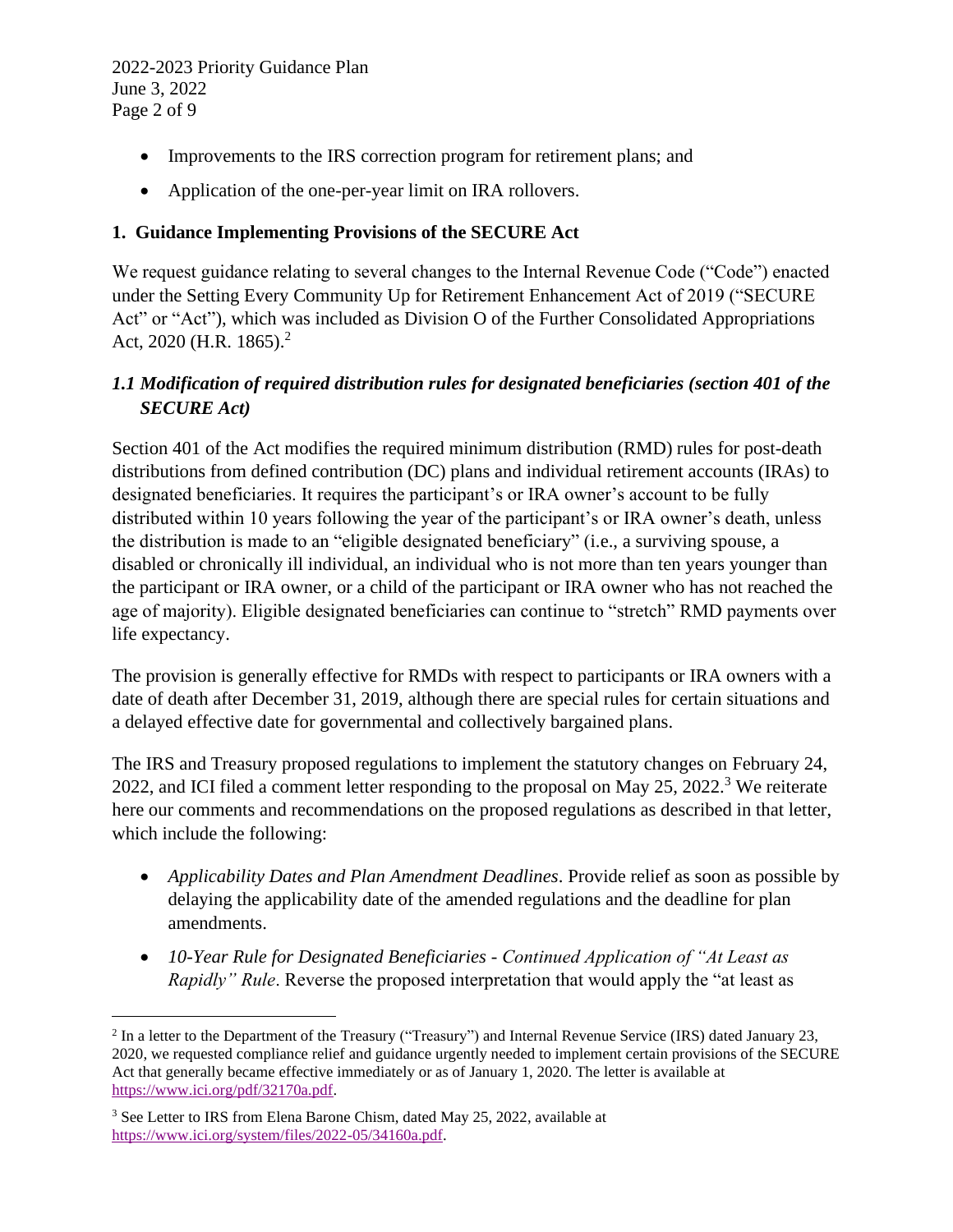- Improvements to the IRS correction program for retirement plans; and
- Application of the one-per-year limit on IRA rollovers.

## 1. Guidance Implementing Provisions of the SECURE Act

We request guidance relating to several changes to the Internal Revenue Code ("Code") enacted under the Setting Every Community Up for Retirement Enhancement Act of 2019 ("SECURE Act" or "Act"), which was included as Division O of the Further Consolidated Appropriations Act, 2020 (H.R. 1865).[2]

### *1.1 Modification of required distribution rules for designated beneficiaries (section 401 of the SECURE Act)*

Section 401 of the Act modifies the required minimum distribution (RMD) rules for post-death distributions from defined contribution (DC) plans and individual retirement accounts (IRAs) to designated beneficiaries. It requires the participant's or IRA owner's account to be fully distributed within 10 years following the year of the participant's or IRA owner's death, unless the distribution is made to an "eligible designated beneficiary" (i.e., a surviving spouse, a disabled or chronically ill individual, an individual who is not more than ten years younger than the participant or IRA owner, or a child of the participant or IRA owner who has not reached the age of majority). Eligible designated beneficiaries can continue to "stretch" RMD payments over life expectancy.

The provision is generally effective for RMDs with respect to participants or IRA owners with a date of death after December 31, 2019, although there are special rules for certain situations and a delayed effective date for governmental and collectively bargained plans.

The IRS and Treasury proposed regulations to implement the statutory changes on February 24, 2022, and ICI filed a comment letter responding to the proposal on May 25, 2022.[3] We reiterate here our comments and recommendations on the proposed regulations as described in that letter, which include the following:

- *Applicability Dates and Plan Amendment Deadlines*. Provide relief as soon as possible by delaying the applicability date of the amended regulations and the deadline for plan amendments.
- *10-Year Rule for Designated Beneficiaries - Continued Application of "At Least as Rapidly" Rule*. Reverse the proposed interpretation that would apply the "at least as

---

[2] In a letter to the Department of the Treasury ("Treasury") and Internal Revenue Service (IRS) dated January 23, 2020, we requested compliance relief and guidance urgently needed to implement certain provisions of the SECURE Act that generally became effective immediately or as of January 1, 2020. The letter is available at https://www.ici.org/pdf/32170a.pdf.

[3] See Letter to IRS from Elena Barone Chism, dated May 25, 2022, available at https://www.ici.org/system/files/2022-05/34160a.pdf.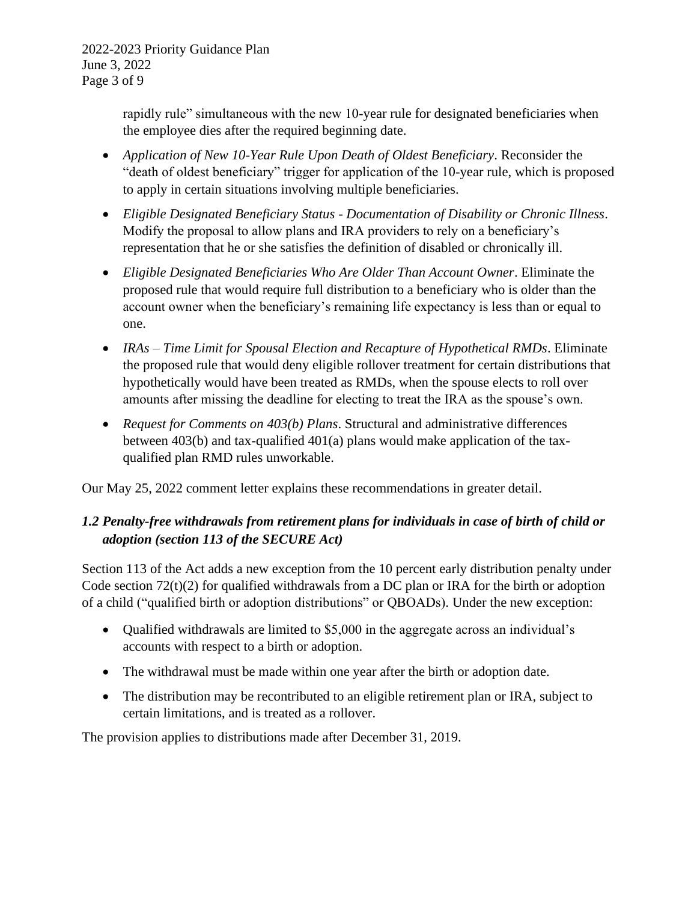rapidly rule" simultaneous with the new 10-year rule for designated beneficiaries when the employee dies after the required beginning date.

- *Application of New 10-Year Rule Upon Death of Oldest Beneficiary*. Reconsider the "death of oldest beneficiary" trigger for application of the 10-year rule, which is proposed to apply in certain situations involving multiple beneficiaries.
- *Eligible Designated Beneficiary Status - Documentation of Disability or Chronic Illness*. Modify the proposal to allow plans and IRA providers to rely on a beneficiary's representation that he or she satisfies the definition of disabled or chronically ill.
- *Eligible Designated Beneficiaries Who Are Older Than Account Owner*. Eliminate the proposed rule that would require full distribution to a beneficiary who is older than the account owner when the beneficiary's remaining life expectancy is less than or equal to one.
- *IRAs – Time Limit for Spousal Election and Recapture of Hypothetical RMDs*. Eliminate the proposed rule that would deny eligible rollover treatment for certain distributions that hypothetically would have been treated as RMDs, when the spouse elects to roll over amounts after missing the deadline for electing to treat the IRA as the spouse's own.
- *Request for Comments on 403(b) Plans*. Structural and administrative differences between 403(b) and tax-qualified 401(a) plans would make application of the tax-qualified plan RMD rules unworkable.

Our May 25, 2022 comment letter explains these recommendations in greater detail.

### *1.2 Penalty-free withdrawals from retirement plans for individuals in case of birth of child or adoption (section 113 of the SECURE Act)*

Section 113 of the Act adds a new exception from the 10 percent early distribution penalty under Code section 72(t)(2) for qualified withdrawals from a DC plan or IRA for the birth or adoption of a child ("qualified birth or adoption distributions" or QBOADs). Under the new exception:

- Qualified withdrawals are limited to $5,000 in the aggregate across an individual's accounts with respect to a birth or adoption.
- The withdrawal must be made within one year after the birth or adoption date.
- The distribution may be recontributed to an eligible retirement plan or IRA, subject to certain limitations, and is treated as a rollover.

The provision applies to distributions made after December 31, 2019.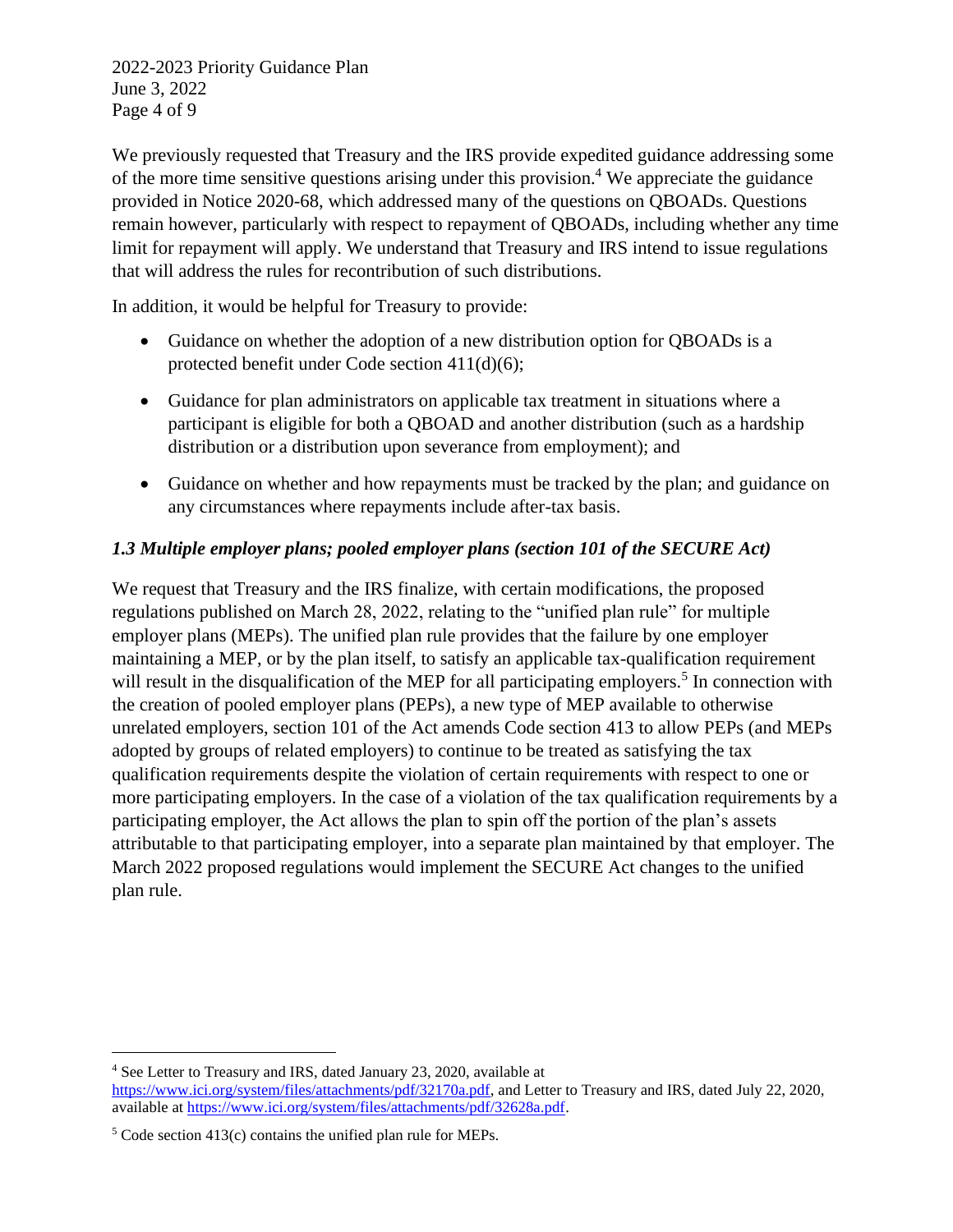We previously requested that Treasury and the IRS provide expedited guidance addressing some of the more time sensitive questions arising under this provision.[4] We appreciate the guidance provided in Notice 2020-68, which addressed many of the questions on QBOADs. Questions remain however, particularly with respect to repayment of QBOADs, including whether any time limit for repayment will apply. We understand that Treasury and IRS intend to issue regulations that will address the rules for recontribution of such distributions.

In addition, it would be helpful for Treasury to provide:

- Guidance on whether the adoption of a new distribution option for QBOADs is a protected benefit under Code section 411(d)(6);
- Guidance for plan administrators on applicable tax treatment in situations where a participant is eligible for both a QBOAD and another distribution (such as a hardship distribution or a distribution upon severance from employment); and
- Guidance on whether and how repayments must be tracked by the plan; and guidance on any circumstances where repayments include after-tax basis.

### *1.3 Multiple employer plans; pooled employer plans (section 101 of the SECURE Act)*

We request that Treasury and the IRS finalize, with certain modifications, the proposed regulations published on March 28, 2022, relating to the "unified plan rule" for multiple employer plans (MEPs). The unified plan rule provides that the failure by one employer maintaining a MEP, or by the plan itself, to satisfy an applicable tax-qualification requirement will result in the disqualification of the MEP for all participating employers.[5] In connection with the creation of pooled employer plans (PEPs), a new type of MEP available to otherwise unrelated employers, section 101 of the Act amends Code section 413 to allow PEPs (and MEPs adopted by groups of related employers) to continue to be treated as satisfying the tax qualification requirements despite the violation of certain requirements with respect to one or more participating employers. In the case of a violation of the tax qualification requirements by a participating employer, the Act allows the plan to spin off the portion of the plan's assets attributable to that participating employer, into a separate plan maintained by that employer. The March 2022 proposed regulations would implement the SECURE Act changes to the unified plan rule.

---

[4] See Letter to Treasury and IRS, dated January 23, 2020, available at https://www.ici.org/system/files/attachments/pdf/32170a.pdf, and Letter to Treasury and IRS, dated July 22, 2020, available at https://www.ici.org/system/files/attachments/pdf/32628a.pdf.

[5] Code section 413(c) contains the unified plan rule for MEPs.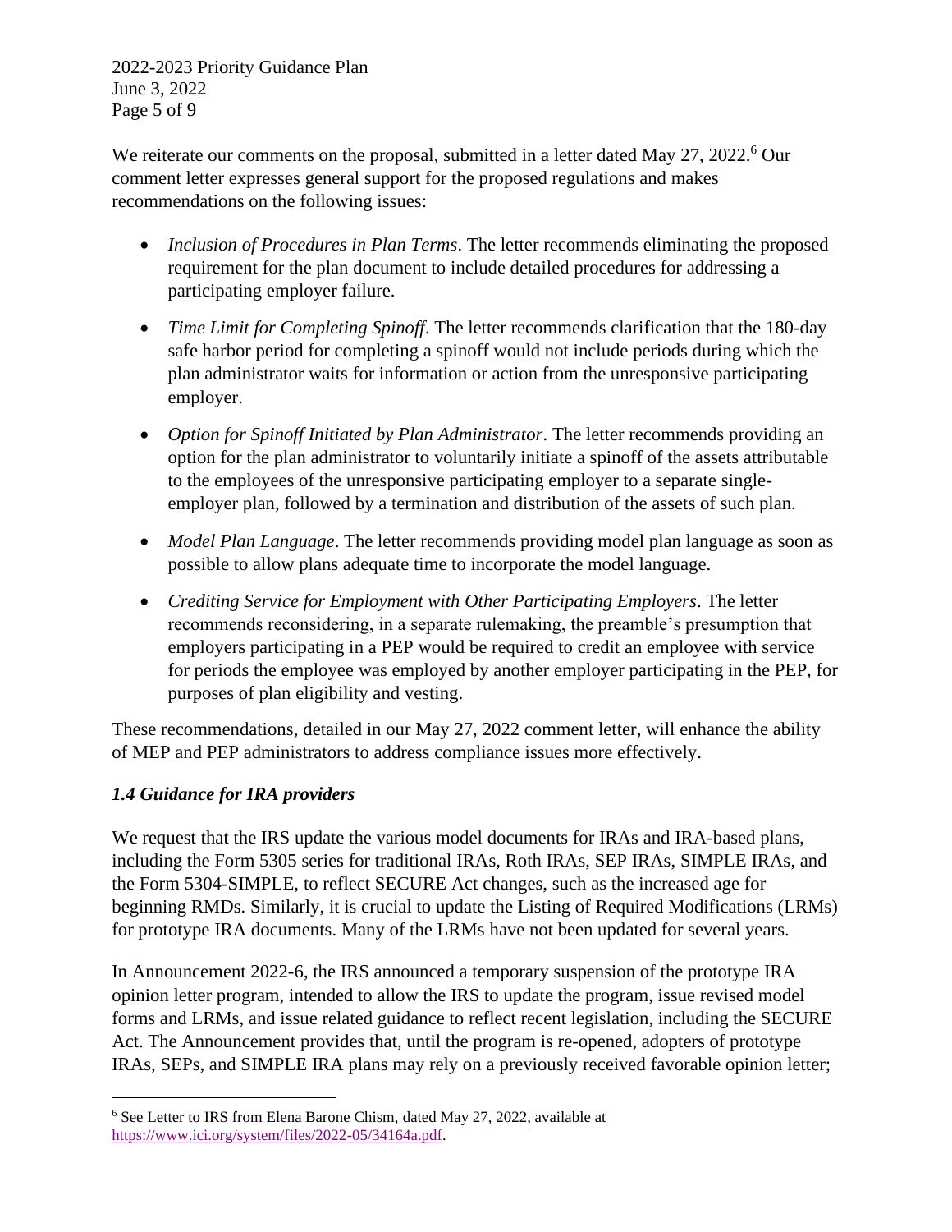We reiterate our comments on the proposal, submitted in a letter dated May 27, 2022.[6] Our comment letter expresses general support for the proposed regulations and makes recommendations on the following issues:

- *Inclusion of Procedures in Plan Terms*. The letter recommends eliminating the proposed requirement for the plan document to include detailed procedures for addressing a participating employer failure.
- *Time Limit for Completing Spinoff*. The letter recommends clarification that the 180-day safe harbor period for completing a spinoff would not include periods during which the plan administrator waits for information or action from the unresponsive participating employer.
- *Option for Spinoff Initiated by Plan Administrator*. The letter recommends providing an option for the plan administrator to voluntarily initiate a spinoff of the assets attributable to the employees of the unresponsive participating employer to a separate single-employer plan, followed by a termination and distribution of the assets of such plan.
- *Model Plan Language*. The letter recommends providing model plan language as soon as possible to allow plans adequate time to incorporate the model language.
- *Crediting Service for Employment with Other Participating Employers*. The letter recommends reconsidering, in a separate rulemaking, the preamble's presumption that employers participating in a PEP would be required to credit an employee with service for periods the employee was employed by another employer participating in the PEP, for purposes of plan eligibility and vesting.

These recommendations, detailed in our May 27, 2022 comment letter, will enhance the ability of MEP and PEP administrators to address compliance issues more effectively.

### *1.4 Guidance for IRA providers*

We request that the IRS update the various model documents for IRAs and IRA-based plans, including the Form 5305 series for traditional IRAs, Roth IRAs, SEP IRAs, SIMPLE IRAs, and the Form 5304-SIMPLE, to reflect SECURE Act changes, such as the increased age for beginning RMDs. Similarly, it is crucial to update the Listing of Required Modifications (LRMs) for prototype IRA documents. Many of the LRMs have not been updated for several years.

In Announcement 2022-6, the IRS announced a temporary suspension of the prototype IRA opinion letter program, intended to allow the IRS to update the program, issue revised model forms and LRMs, and issue related guidance to reflect recent legislation, including the SECURE Act. The Announcement provides that, until the program is re-opened, adopters of prototype IRAs, SEPs, and SIMPLE IRA plans may rely on a previously received favorable opinion letter;

---

[6] See Letter to IRS from Elena Barone Chism, dated May 27, 2022, available at https://www.ici.org/system/files/2022-05/34164a.pdf.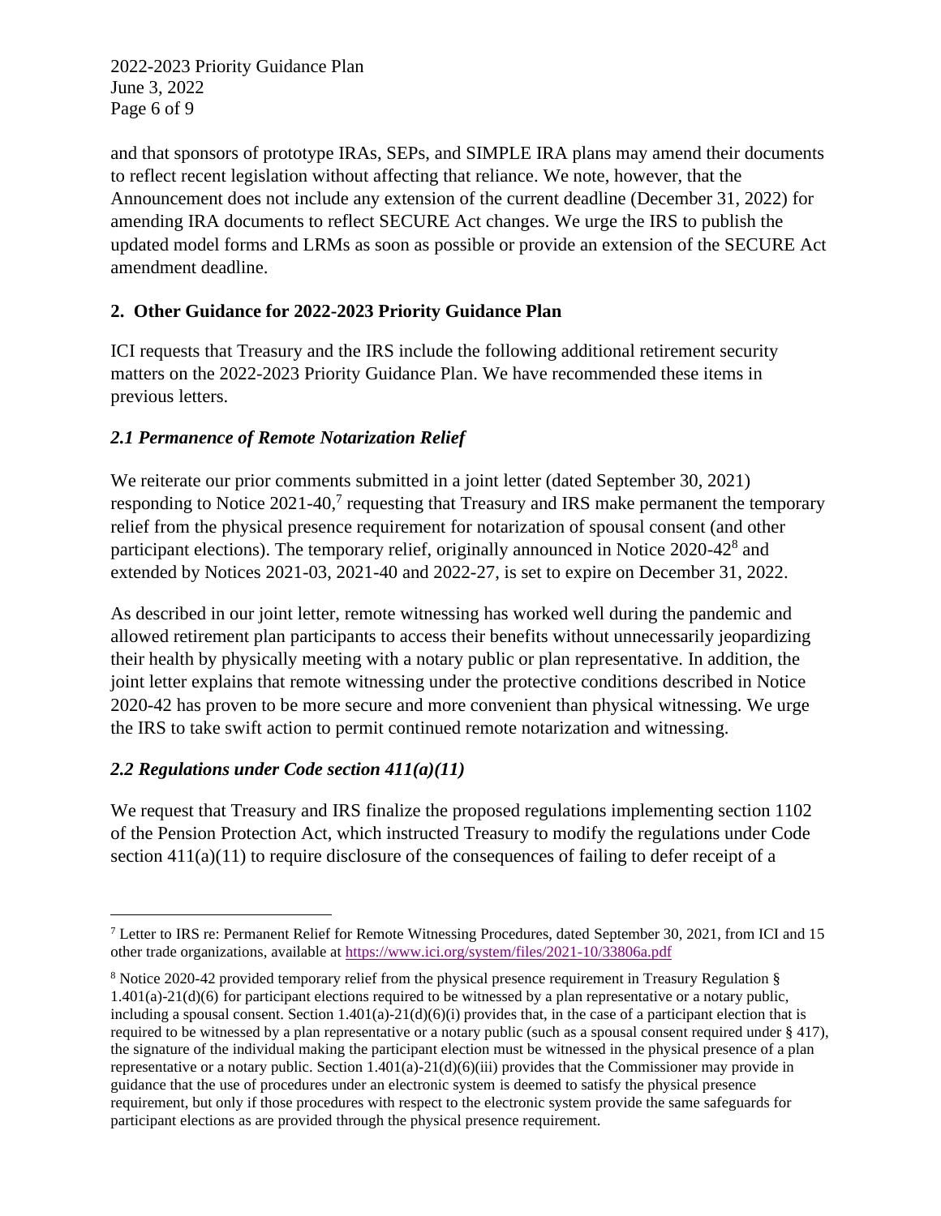and that sponsors of prototype IRAs, SEPs, and SIMPLE IRA plans may amend their documents to reflect recent legislation without affecting that reliance. We note, however, that the Announcement does not include any extension of the current deadline (December 31, 2022) for amending IRA documents to reflect SECURE Act changes. We urge the IRS to publish the updated model forms and LRMs as soon as possible or provide an extension of the SECURE Act amendment deadline.

## 2. Other Guidance for 2022-2023 Priority Guidance Plan

ICI requests that Treasury and the IRS include the following additional retirement security matters on the 2022-2023 Priority Guidance Plan. We have recommended these items in previous letters.

### *2.1 Permanence of Remote Notarization Relief*

We reiterate our prior comments submitted in a joint letter (dated September 30, 2021) responding to Notice 2021-40,[7] requesting that Treasury and IRS make permanent the temporary relief from the physical presence requirement for notarization of spousal consent (and other participant elections). The temporary relief, originally announced in Notice 2020-42[8] and extended by Notices 2021-03, 2021-40 and 2022-27, is set to expire on December 31, 2022.

As described in our joint letter, remote witnessing has worked well during the pandemic and allowed retirement plan participants to access their benefits without unnecessarily jeopardizing their health by physically meeting with a notary public or plan representative. In addition, the joint letter explains that remote witnessing under the protective conditions described in Notice 2020-42 has proven to be more secure and more convenient than physical witnessing. We urge the IRS to take swift action to permit continued remote notarization and witnessing.

### *2.2 Regulations under Code section 411(a)(11)*

We request that Treasury and IRS finalize the proposed regulations implementing section 1102 of the Pension Protection Act, which instructed Treasury to modify the regulations under Code section 411(a)(11) to require disclosure of the consequences of failing to defer receipt of a

---

[7] Letter to IRS re: Permanent Relief for Remote Witnessing Procedures, dated September 30, 2021, from ICI and 15 other trade organizations, available at https://www.ici.org/system/files/2021-10/33806a.pdf

[8] Notice 2020-42 provided temporary relief from the physical presence requirement in Treasury Regulation § 1.401(a)-21(d)(6) for participant elections required to be witnessed by a plan representative or a notary public, including a spousal consent. Section 1.401(a)-21(d)(6)(i) provides that, in the case of a participant election that is required to be witnessed by a plan representative or a notary public (such as a spousal consent required under § 417), the signature of the individual making the participant election must be witnessed in the physical presence of a plan representative or a notary public. Section 1.401(a)-21(d)(6)(iii) provides that the Commissioner may provide in guidance that the use of procedures under an electronic system is deemed to satisfy the physical presence requirement, but only if those procedures with respect to the electronic system provide the same safeguards for participant elections as are provided through the physical presence requirement.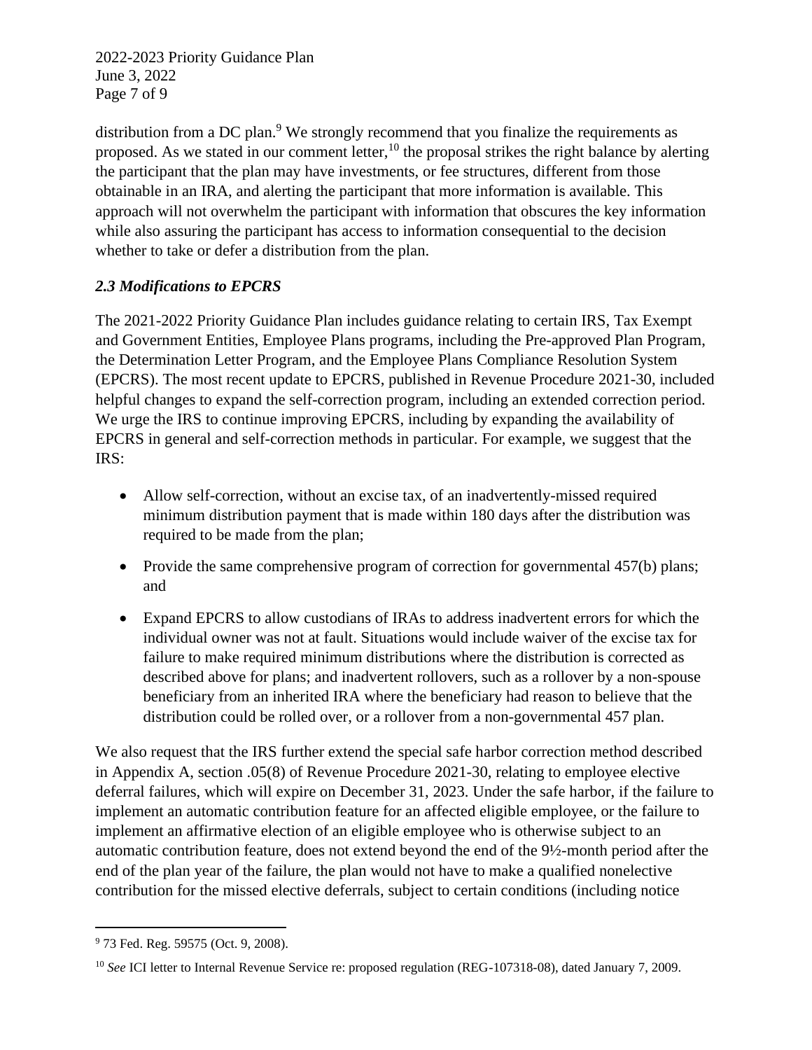distribution from a DC plan.[9] We strongly recommend that you finalize the requirements as proposed. As we stated in our comment letter,[10] the proposal strikes the right balance by alerting the participant that the plan may have investments, or fee structures, different from those obtainable in an IRA, and alerting the participant that more information is available. This approach will not overwhelm the participant with information that obscures the key information while also assuring the participant has access to information consequential to the decision whether to take or defer a distribution from the plan.

### *2.3 Modifications to EPCRS*

The 2021-2022 Priority Guidance Plan includes guidance relating to certain IRS, Tax Exempt and Government Entities, Employee Plans programs, including the Pre-approved Plan Program, the Determination Letter Program, and the Employee Plans Compliance Resolution System (EPCRS). The most recent update to EPCRS, published in Revenue Procedure 2021-30, included helpful changes to expand the self-correction program, including an extended correction period. We urge the IRS to continue improving EPCRS, including by expanding the availability of EPCRS in general and self-correction methods in particular. For example, we suggest that the IRS:

- Allow self-correction, without an excise tax, of an inadvertently-missed required minimum distribution payment that is made within 180 days after the distribution was required to be made from the plan;
- Provide the same comprehensive program of correction for governmental 457(b) plans; and
- Expand EPCRS to allow custodians of IRAs to address inadvertent errors for which the individual owner was not at fault. Situations would include waiver of the excise tax for failure to make required minimum distributions where the distribution is corrected as described above for plans; and inadvertent rollovers, such as a rollover by a non-spouse beneficiary from an inherited IRA where the beneficiary had reason to believe that the distribution could be rolled over, or a rollover from a non-governmental 457 plan.

We also request that the IRS further extend the special safe harbor correction method described in Appendix A, section .05(8) of Revenue Procedure 2021-30, relating to employee elective deferral failures, which will expire on December 31, 2023. Under the safe harbor, if the failure to implement an automatic contribution feature for an affected eligible employee, or the failure to implement an affirmative election of an eligible employee who is otherwise subject to an automatic contribution feature, does not extend beyond the end of the 9½-month period after the end of the plan year of the failure, the plan would not have to make a qualified nonelective contribution for the missed elective deferrals, subject to certain conditions (including notice

---

[9] 73 Fed. Reg. 59575 (Oct. 9, 2008).

[10] *See* ICI letter to Internal Revenue Service re: proposed regulation (REG-107318-08), dated January 7, 2009.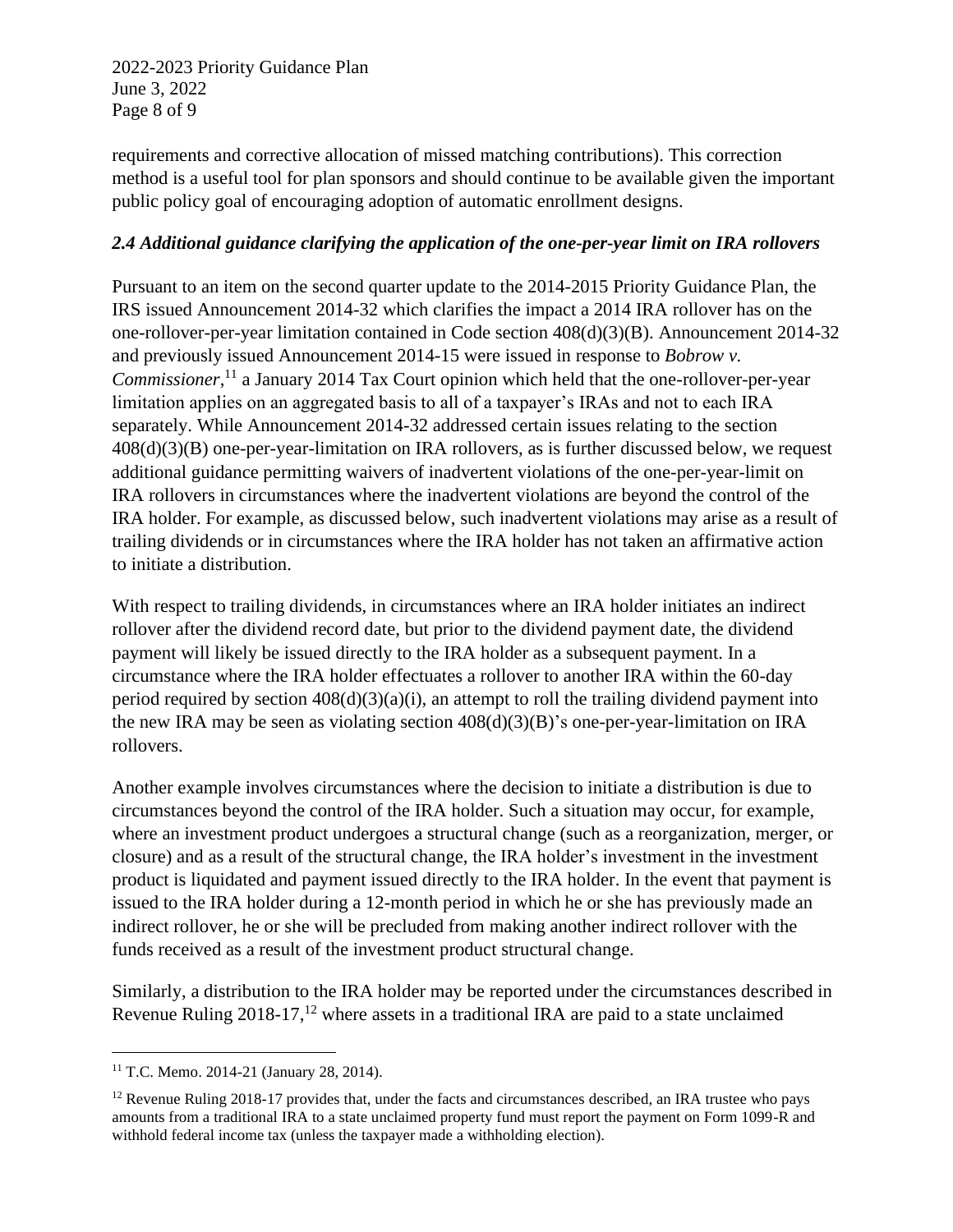requirements and corrective allocation of missed matching contributions). This correction method is a useful tool for plan sponsors and should continue to be available given the important public policy goal of encouraging adoption of automatic enrollment designs.

### *2.4 Additional guidance clarifying the application of the one-per-year limit on IRA rollovers*

Pursuant to an item on the second quarter update to the 2014-2015 Priority Guidance Plan, the IRS issued Announcement 2014-32 which clarifies the impact a 2014 IRA rollover has on the one-rollover-per-year limitation contained in Code section 408(d)(3)(B). Announcement 2014-32 and previously issued Announcement 2014-15 were issued in response to *Bobrow v. Commissioner*,[11] a January 2014 Tax Court opinion which held that the one-rollover-per-year limitation applies on an aggregated basis to all of a taxpayer's IRAs and not to each IRA separately. While Announcement 2014-32 addressed certain issues relating to the section 408(d)(3)(B) one-per-year-limitation on IRA rollovers, as is further discussed below, we request additional guidance permitting waivers of inadvertent violations of the one-per-year-limit on IRA rollovers in circumstances where the inadvertent violations are beyond the control of the IRA holder. For example, as discussed below, such inadvertent violations may arise as a result of trailing dividends or in circumstances where the IRA holder has not taken an affirmative action to initiate a distribution.

With respect to trailing dividends, in circumstances where an IRA holder initiates an indirect rollover after the dividend record date, but prior to the dividend payment date, the dividend payment will likely be issued directly to the IRA holder as a subsequent payment. In a circumstance where the IRA holder effectuates a rollover to another IRA within the 60-day period required by section 408(d)(3)(a)(i), an attempt to roll the trailing dividend payment into the new IRA may be seen as violating section 408(d)(3)(B)'s one-per-year-limitation on IRA rollovers.

Another example involves circumstances where the decision to initiate a distribution is due to circumstances beyond the control of the IRA holder. Such a situation may occur, for example, where an investment product undergoes a structural change (such as a reorganization, merger, or closure) and as a result of the structural change, the IRA holder's investment in the investment product is liquidated and payment issued directly to the IRA holder. In the event that payment is issued to the IRA holder during a 12-month period in which he or she has previously made an indirect rollover, he or she will be precluded from making another indirect rollover with the funds received as a result of the investment product structural change.

Similarly, a distribution to the IRA holder may be reported under the circumstances described in Revenue Ruling 2018-17,[12] where assets in a traditional IRA are paid to a state unclaimed

---

[11] T.C. Memo. 2014-21 (January 28, 2014).

[12] Revenue Ruling 2018-17 provides that, under the facts and circumstances described, an IRA trustee who pays amounts from a traditional IRA to a state unclaimed property fund must report the payment on Form 1099-R and withhold federal income tax (unless the taxpayer made a withholding election).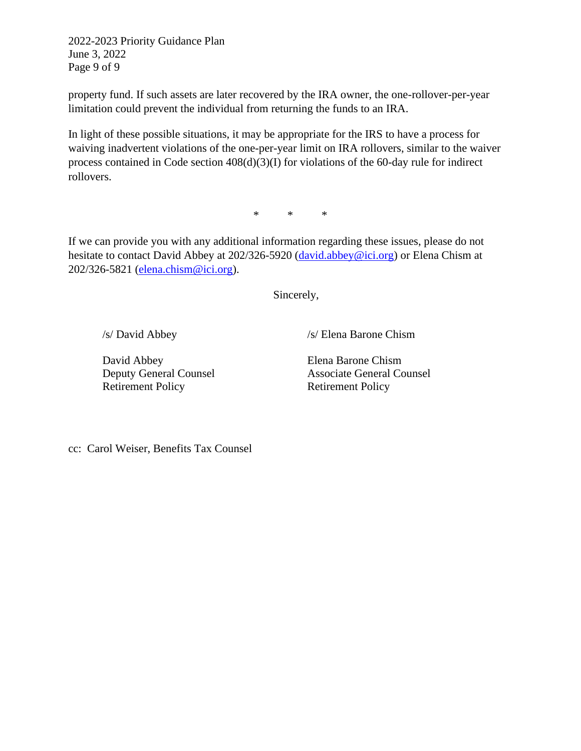property fund. If such assets are later recovered by the IRA owner, the one-rollover-per-year limitation could prevent the individual from returning the funds to an IRA.

In light of these possible situations, it may be appropriate for the IRS to have a process for waiving inadvertent violations of the one-per-year limit on IRA rollovers, similar to the waiver process contained in Code section 408(d)(3)(I) for violations of the 60-day rule for indirect rollovers.

\*  \*  \*

If we can provide you with any additional information regarding these issues, please do not hesitate to contact David Abbey at 202/326-5920 (david.abbey@ici.org) or Elena Chism at 202/326-5821 (elena.chism@ici.org).

Sincerely,

/s/ David Abbey

David Abbey
Deputy General Counsel
Retirement Policy

/s/ Elena Barone Chism

Elena Barone Chism
Associate General Counsel
Retirement Policy

cc: Carol Weiser, Benefits Tax Counsel